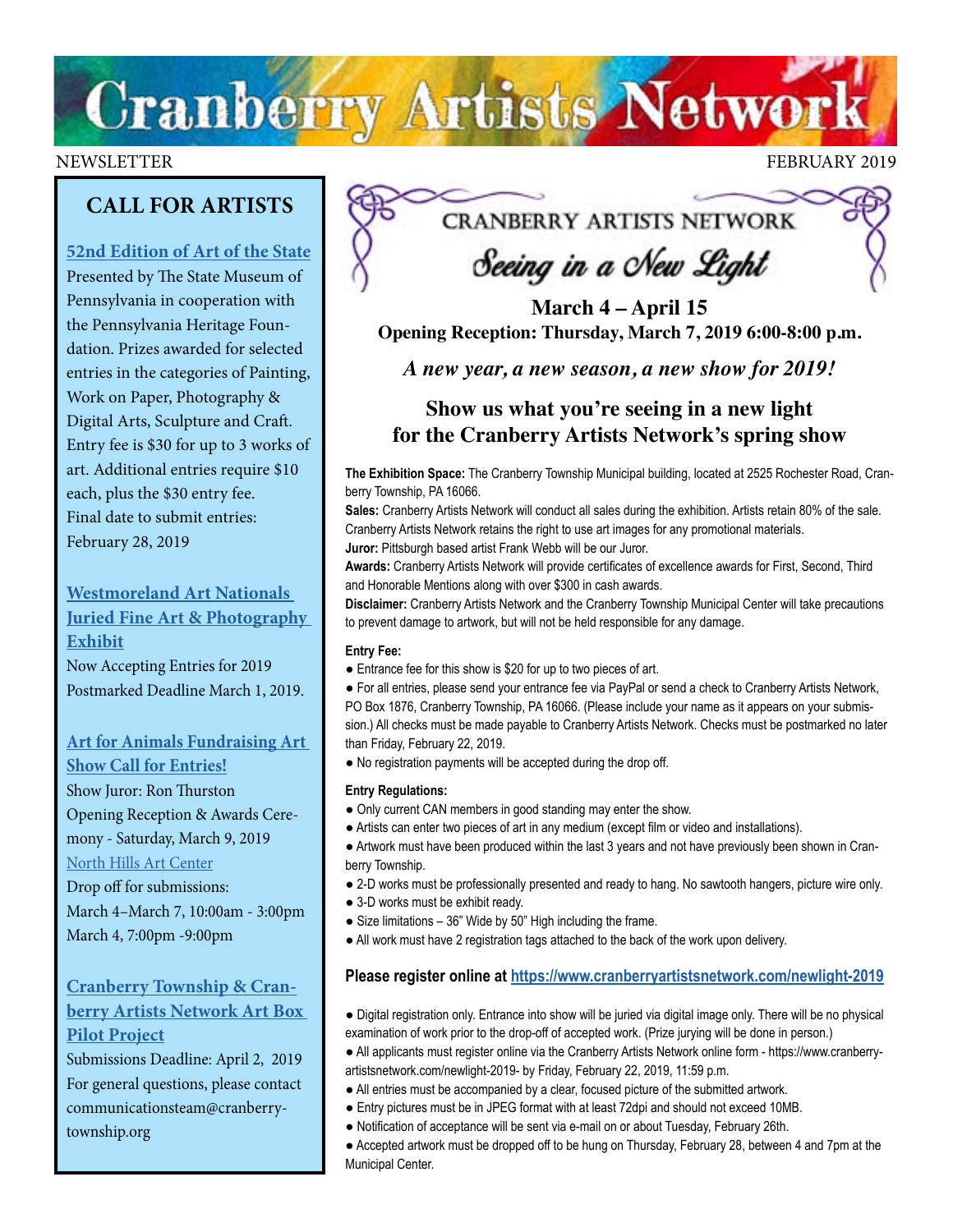// Cranberry Artists Network

NEWSLETTER FEBRUARY 2019

## CALL FOR ARTISTS

### 52nd Edition of Art of the State

Presented by The State Museum of Pennsylvania in cooperation with the Pennsylvania Heritage Foundation. Prizes awarded for selected entries in the categories of Painting, Work on Paper, Photography & Digital Arts, Sculpture and Craft. Entry fee is $30 for up to 3 works of art. Additional entries require $10 each, plus the $30 entry fee. Final date to submit entries: February 28, 2019

### Westmoreland Art Nationals Juried Fine Art & Photography Exhibit

Now Accepting Entries for 2019 Postmarked Deadline March 1, 2019.

### Art for Animals Fundraising Art Show Call for Entries!

Show Juror: Ron Thurston

Opening Reception & Awards Ceremony - Saturday, March 9, 2019

North Hills Art Center

Drop off for submissions:

March 4–March 7, 10:00am - 3:00pm

March 4, 7:00pm -9:00pm

### Cranberry Township & Cranberry Artists Network Art Box Pilot Project

Submissions Deadline: April 2, 2019

For general questions, please contact communicationsteam@cranberrytownship.org

# CRANBERRY ARTISTS NETWORK

## *Seeing in a New Light*

**March 4 – April 15**

**Opening Reception: Thursday, March 7, 2019 6:00-8:00 p.m.**

***A new year, a new season, a new show for 2019!***

## Show us what you're seeing in a new light for the Cranberry Artists Network's spring show

**The Exhibition Space:** The Cranberry Township Municipal building, located at 2525 Rochester Road, Cranberry Township, PA 16066.

**Sales:** Cranberry Artists Network will conduct all sales during the exhibition. Artists retain 80% of the sale. Cranberry Artists Network retains the right to use art images for any promotional materials.

**Juror:** Pittsburgh based artist Frank Webb will be our Juror.

**Awards:** Cranberry Artists Network will provide certificates of excellence awards for First, Second, Third and Honorable Mentions along with over $300 in cash awards.

**Disclaimer:** Cranberry Artists Network and the Cranberry Township Municipal Center will take precautions to prevent damage to artwork, but will not be held responsible for any damage.

**Entry Fee:**

- Entrance fee for this show is $20 for up to two pieces of art.
- For all entries, please send your entrance fee via PayPal or send a check to Cranberry Artists Network, PO Box 1876, Cranberry Township, PA 16066. (Please include your name as it appears on your submission.) All checks must be made payable to Cranberry Artists Network. Checks must be postmarked no later than Friday, February 22, 2019.
- No registration payments will be accepted during the drop off.

**Entry Regulations:**

- Only current CAN members in good standing may enter the show.
- Artists can enter two pieces of art in any medium (except film or video and installations).
- Artwork must have been produced within the last 3 years and not have previously been shown in Cranberry Township.
- 2-D works must be professionally presented and ready to hang. No sawtooth hangers, picture wire only.
- 3-D works must be exhibit ready.
- Size limitations – 36" Wide by 50" High including the frame.
- All work must have 2 registration tags attached to the back of the work upon delivery.

**Please register online at https://www.cranberryartistsnetwork.com/newlight-2019**

- Digital registration only. Entrance into show will be juried via digital image only. There will be no physical examination of work prior to the drop-off of accepted work. (Prize jurying will be done in person.)
- All applicants must register online via the Cranberry Artists Network online form - https://www.cranberryartistsnetwork.com/newlight-2019- by Friday, February 22, 2019, 11:59 p.m.
- All entries must be accompanied by a clear, focused picture of the submitted artwork.
- Entry pictures must be in JPEG format with at least 72dpi and should not exceed 10MB.
- Notification of acceptance will be sent via e-mail on or about Tuesday, February 26th.
- Accepted artwork must be dropped off to be hung on Thursday, February 28, between 4 and 7pm at the Municipal Center.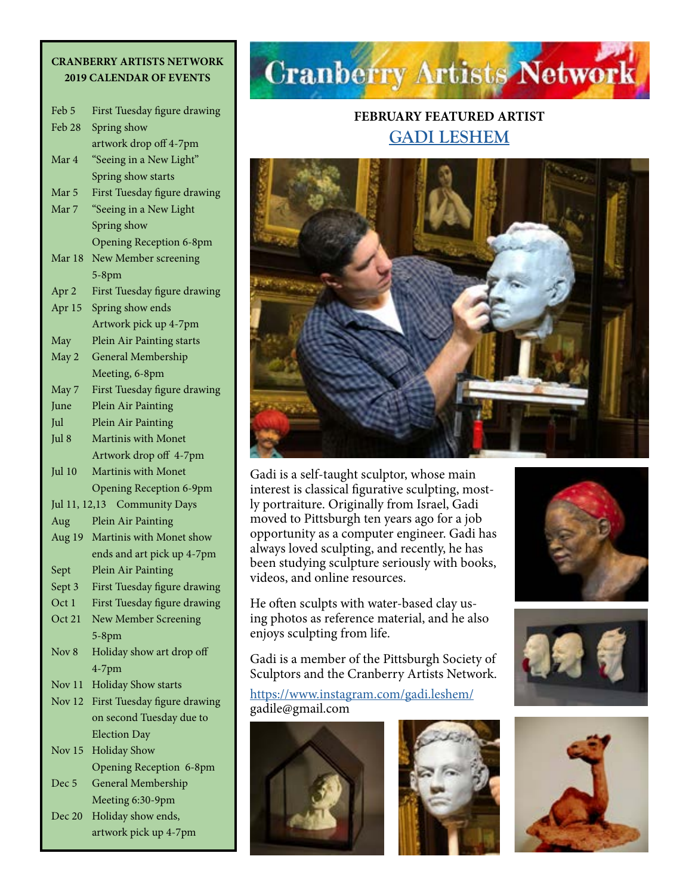## CRANBERRY ARTISTS NETWORK 2019 CALENDAR OF EVENTS

| Date | Event |
|---|---|
| Feb 5 | First Tuesday figure drawing |
| Feb 28 | Spring show artwork drop off 4-7pm |
| Mar 4 | "Seeing in a New Light" Spring show starts |
| Mar 5 | First Tuesday figure drawing |
| Mar 7 | "Seeing in a New Light Spring show Opening Reception 6-8pm |
| Mar 18 | New Member screening 5-8pm |
| Apr 2 | First Tuesday figure drawing |
| Apr 15 | Spring show ends Artwork pick up 4-7pm |
| May | Plein Air Painting starts |
| May 2 | General Membership Meeting, 6-8pm |
| May 7 | First Tuesday figure drawing |
| June | Plein Air Painting |
| Jul | Plein Air Painting |
| Jul 8 | Martinis with Monet Artwork drop off 4-7pm |
| Jul 10 | Martinis with Monet Opening Reception 6-9pm |
| Jul 11, 12,13 | Community Days |
| Aug | Plein Air Painting |
| Aug 19 | Martinis with Monet show ends and art pick up 4-7pm |
| Sept | Plein Air Painting |
| Sept 3 | First Tuesday figure drawing |
| Oct 1 | First Tuesday figure drawing |
| Oct 21 | New Member Screening 5-8pm |
| Nov 8 | Holiday show art drop off 4-7pm |
| Nov 11 | Holiday Show starts |
| Nov 12 | First Tuesday figure drawing on second Tuesday due to Election Day |
| Nov 15 | Holiday Show Opening Reception 6-8pm |
| Dec 5 | General Membership Meeting 6:30-9pm |
| Dec 20 | Holiday show ends, artwork pick up 4-7pm |

# Cranberry Artists Network

## FEBRUARY FEATURED ARTIST
## GADI LESHEM

Gadi is a self-taught sculptor, whose main interest is classical figurative sculpting, mostly portraiture. Originally from Israel, Gadi moved to Pittsburgh ten years ago for a job opportunity as a computer engineer. Gadi has always loved sculpting, and recently, he has been studying sculpture seriously with books, videos, and online resources.

He often sculpts with water-based clay using photos as reference material, and he also enjoys sculpting from life.

Gadi is a member of the Pittsburgh Society of Sculptors and the Cranberry Artists Network.

https://www.instagram.com/gadi.leshem/
gadile@gmail.com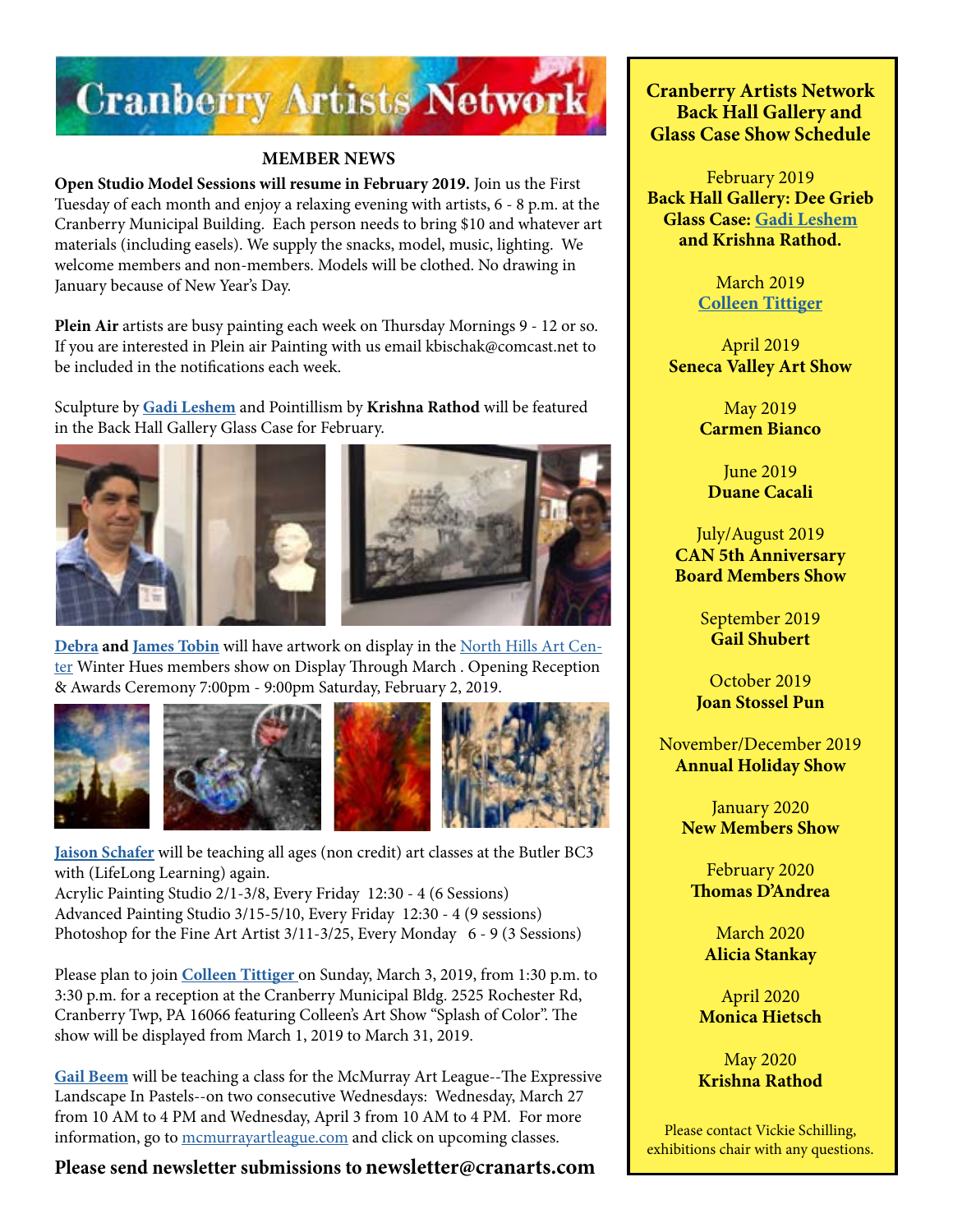# Cranberry Artists Network

## MEMBER NEWS

**Open Studio Model Sessions will resume in February 2019.** Join us the First Tuesday of each month and enjoy a relaxing evening with artists, 6 - 8 p.m. at the Cranberry Municipal Building. Each person needs to bring $10 and whatever art materials (including easels). We supply the snacks, model, music, lighting. We welcome members and non-members. Models will be clothed. No drawing in January because of New Year's Day.

**Plein Air** artists are busy painting each week on Thursday Mornings 9 - 12 or so. If you are interested in Plein air Painting with us email kbischak@comcast.net to be included in the notifications each week.

Sculpture by **Gadi Leshem** and Pointillism by **Krishna Rathod** will be featured in the Back Hall Gallery Glass Case for February.

**Debra** and **James Tobin** will have artwork on display in the North Hills Art Center Winter Hues members show on Display Through March . Opening Reception & Awards Ceremony 7:00pm - 9:00pm Saturday, February 2, 2019.

**Jaison Schafer** will be teaching all ages (non credit) art classes at the Butler BC3 with (LifeLong Learning) again.
Acrylic Painting Studio 2/1-3/8, Every Friday 12:30 - 4 (6 Sessions)
Advanced Painting Studio 3/15-5/10, Every Friday 12:30 - 4 (9 sessions)
Photoshop for the Fine Art Artist 3/11-3/25, Every Monday 6 - 9 (3 Sessions)

Please plan to join **Colleen Tittiger** on Sunday, March 3, 2019, from 1:30 p.m. to 3:30 p.m. for a reception at the Cranberry Municipal Bldg. 2525 Rochester Rd, Cranberry Twp, PA 16066 featuring Colleen's Art Show "Splash of Color". The show will be displayed from March 1, 2019 to March 31, 2019.

**Gail Beem** will be teaching a class for the McMurray Art League--The Expressive Landscape In Pastels--on two consecutive Wednesdays: Wednesday, March 27 from 10 AM to 4 PM and Wednesday, April 3 from 10 AM to 4 PM. For more information, go to mcmurrayartleague.com and click on upcoming classes.

**Please send newsletter submissions to newsletter@cranarts.com**

## Cranberry Artists Network Back Hall Gallery and Glass Case Show Schedule

February 2019
**Back Hall Gallery: Dee Grieb**
**Glass Case: Gadi Leshem and Krishna Rathod.**

March 2019
**Colleen Tittiger**

April 2019
**Seneca Valley Art Show**

May 2019
**Carmen Bianco**

June 2019
**Duane Cacali**

July/August 2019
**CAN 5th Anniversary Board Members Show**

September 2019
**Gail Shubert**

October 2019
**Joan Stossel Pun**

November/December 2019
**Annual Holiday Show**

January 2020
**New Members Show**

February 2020
**Thomas D'Andrea**

March 2020
**Alicia Stankay**

April 2020
**Monica Hietsch**

May 2020
**Krishna Rathod**

Please contact Vickie Schilling, exhibitions chair with any questions.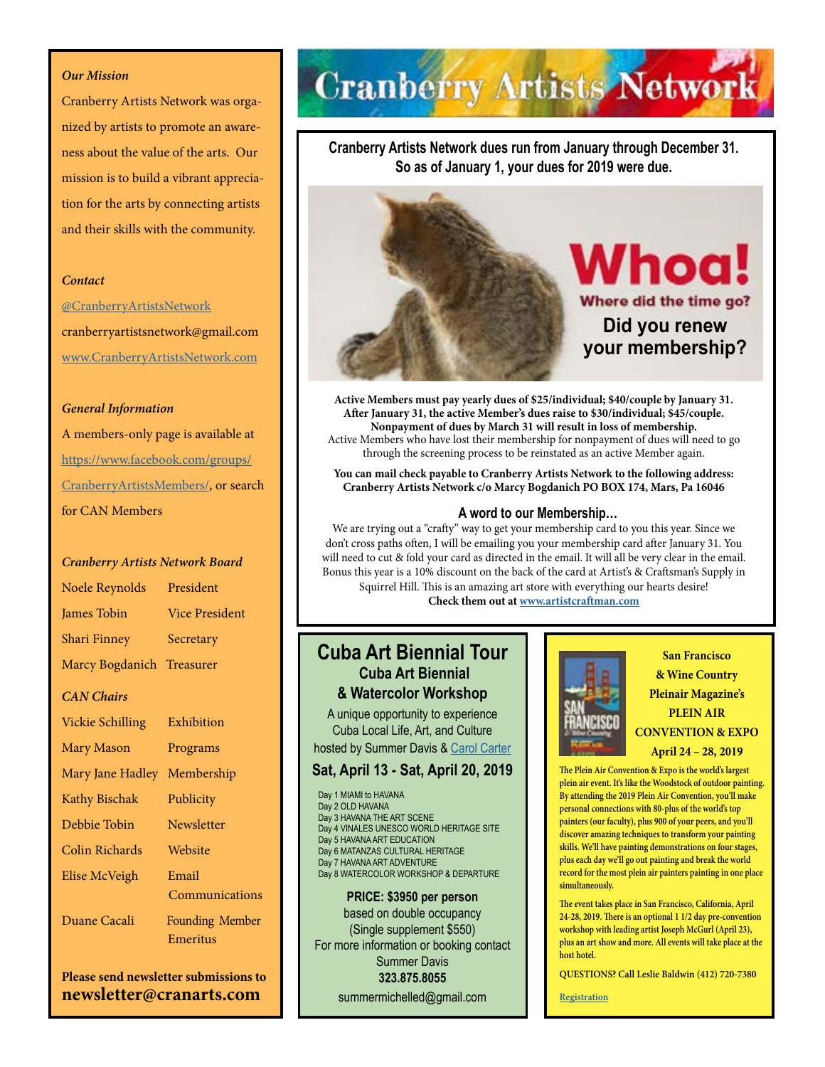# Cranberry Artists Network

***Our Mission***

Cranberry Artists Network was organized by artists to promote an awareness about the value of the arts. Our mission is to build a vibrant appreciation for the arts by connecting artists and their skills with the community.

***Contact***

@CranberryArtistsNetwork

cranberryartistsnetwork@gmail.com

www.CranberryArtistsNetwork.com

***General Information***

A members-only page is available at https://www.facebook.com/groups/CranberryArtistsMembers/, or search for CAN Members

***Cranberry Artists Network Board***

| | |
|---|---|
| Noele Reynolds | President |
| James Tobin | Vice President |
| Shari Finney | Secretary |
| Marcy Bogdanich | Treasurer |

***CAN Chairs***

| | |
|---|---|
| Vickie Schilling | Exhibition |
| Mary Mason | Programs |
| Mary Jane Hadley | Membership |
| Kathy Bischak | Publicity |
| Debbie Tobin | Newsletter |
| Colin Richards | Website |
| Elise McVeigh | Email Communications |
| Duane Cacali | Founding Member Emeritus |

**Please send newsletter submissions to newsletter@cranarts.com**

**Cranberry Artists Network dues run from January through December 31. So as of January 1, your dues for 2019 were due.**

## Whoa!

**Where did the time go?**

**Did you renew your membership?**

**Active Members must pay yearly dues of $25/individual; $40/couple by January 31. After January 31, the active Member's dues raise to $30/individual; $45/couple. Nonpayment of dues by March 31 will result in loss of membership.**
Active Members who have lost their membership for nonpayment of dues will need to go through the screening process to be reinstated as an active Member again.

**You can mail check payable to Cranberry Artists Network to the following address: Cranberry Artists Network c/o Marcy Bogdanich PO BOX 174, Mars, Pa 16046**

### A word to our Membership…

We are trying out a "crafty" way to get your membership card to you this year. Since we don't cross paths often, I will be emailing you your membership card after January 31. You will need to cut & fold your card as directed in the email. It will all be very clear in the email. Bonus this year is a 10% discount on the back of the card at Artist's & Craftsman's Supply in Squirrel Hill. This is an amazing art store with everything our hearts desire!
**Check them out at www.artistcraftman.com**

## Cuba Art Biennial Tour

### Cuba Art Biennial & Watercolor Workshop

A unique opportunity to experience Cuba Local Life, Art, and Culture hosted by Summer Davis & Carol Carter

**Sat, April 13 - Sat, April 20, 2019**

Day 1 MIAMI to HAVANA
Day 2 OLD HAVANA
Day 3 HAVANA THE ART SCENE
Day 4 VINALES UNESCO WORLD HERITAGE SITE
Day 5 HAVANA ART EDUCATION
Day 6 MATANZAS CULTURAL HERITAGE
Day 7 HAVANA ART ADVENTURE
Day 8 WATERCOLOR WORKSHOP & DEPARTURE

**PRICE: $3950 per person**
based on double occupancy
(Single supplement $550)
For more information or booking contact Summer Davis
**323.875.8055**
summermichelled@gmail.com

**San Francisco & Wine Country Pleinair Magazine's PLEIN AIR CONVENTION & EXPO April 24 – 28, 2019**

**The Plein Air Convention & Expo is the world's largest plein air event. It's like the Woodstock of outdoor painting. By attending the 2019 Plein Air Convention, you'll make personal connections with 80-plus of the world's top painters (our faculty), plus 900 of your peers, and you'll discover amazing techniques to transform your painting skills. We'll have painting demonstrations on four stages, plus each day we'll go out painting and break the world record for the most plein air painters painting in one place simultaneously.**

**The event takes place in San Francisco, California, April 24-28, 2019. There is an optional 1 1/2 day pre-convention workshop with leading artist Joseph McGurl (April 23), plus an art show and more. All events will take place at the host hotel.**

**QUESTIONS? Call Leslie Baldwin (412) 720-7380**

**Registration**